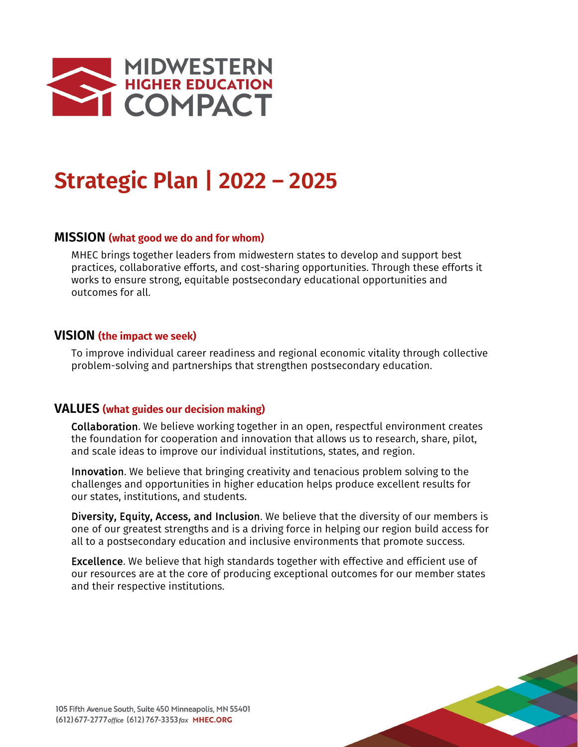# Strategic Plan | 2022 – 2025

## MISSION (what good we do and for whom)

MHEC brings together leaders from midwestern states to develop and support best practices, collaborative efforts, and cost-sharing opportunities. Through these efforts it works to ensure strong, equitable postsecondary educational opportunities and outcomes for all.

## VISION (the impact we seek)

To improve individual career readiness and regional economic vitality through collective problem-solving and partnerships that strengthen postsecondary education.

## VALUES (what guides our decision making)

Collaboration. We believe working together in an open, respectful environment creates the foundation for cooperation and innovation that allows us to research, share, pilot, and scale ideas to improve our individual institutions, states, and region.

Innovation. We believe that bringing creativity and tenacious problem solving to the challenges and opportunities in higher education helps produce excellent results for our states, institutions, and students.

Diversity, Equity, Access, and Inclusion. We believe that the diversity of our members is one of our greatest strengths and is a driving force in helping our region build access for all to a postsecondary education and inclusive environments that promote success.

Excellence. We believe that high standards together with effective and efficient use of our resources are at the core of producing exceptional outcomes for our member states and their respective institutions.

105 Fifth Avenue South, Suite 450 Minneapolis, MN 55401
(612) 677-2777 office (612) 767-3353 fax MHEC.ORG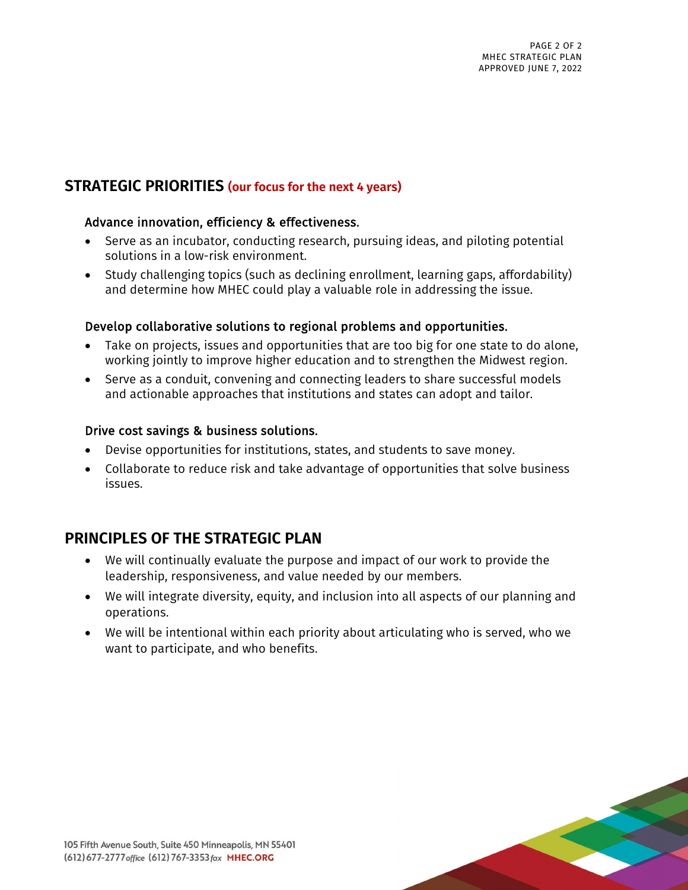## STRATEGIC PRIORITIES **(our focus for the next 4 years)**

### Advance innovation, efficiency & effectiveness.

- Serve as an incubator, conducting research, pursuing ideas, and piloting potential solutions in a low-risk environment.
- Study challenging topics (such as declining enrollment, learning gaps, affordability) and determine how MHEC could play a valuable role in addressing the issue.

### Develop collaborative solutions to regional problems and opportunities.

- Take on projects, issues and opportunities that are too big for one state to do alone, working jointly to improve higher education and to strengthen the Midwest region.
- Serve as a conduit, convening and connecting leaders to share successful models and actionable approaches that institutions and states can adopt and tailor.

### Drive cost savings & business solutions.

- Devise opportunities for institutions, states, and students to save money.
- Collaborate to reduce risk and take advantage of opportunities that solve business issues.

## PRINCIPLES OF THE STRATEGIC PLAN

- We will continually evaluate the purpose and impact of our work to provide the leadership, responsiveness, and value needed by our members.
- We will integrate diversity, equity, and inclusion into all aspects of our planning and operations.
- We will be intentional within each priority about articulating who is served, who we want to participate, and who benefits.